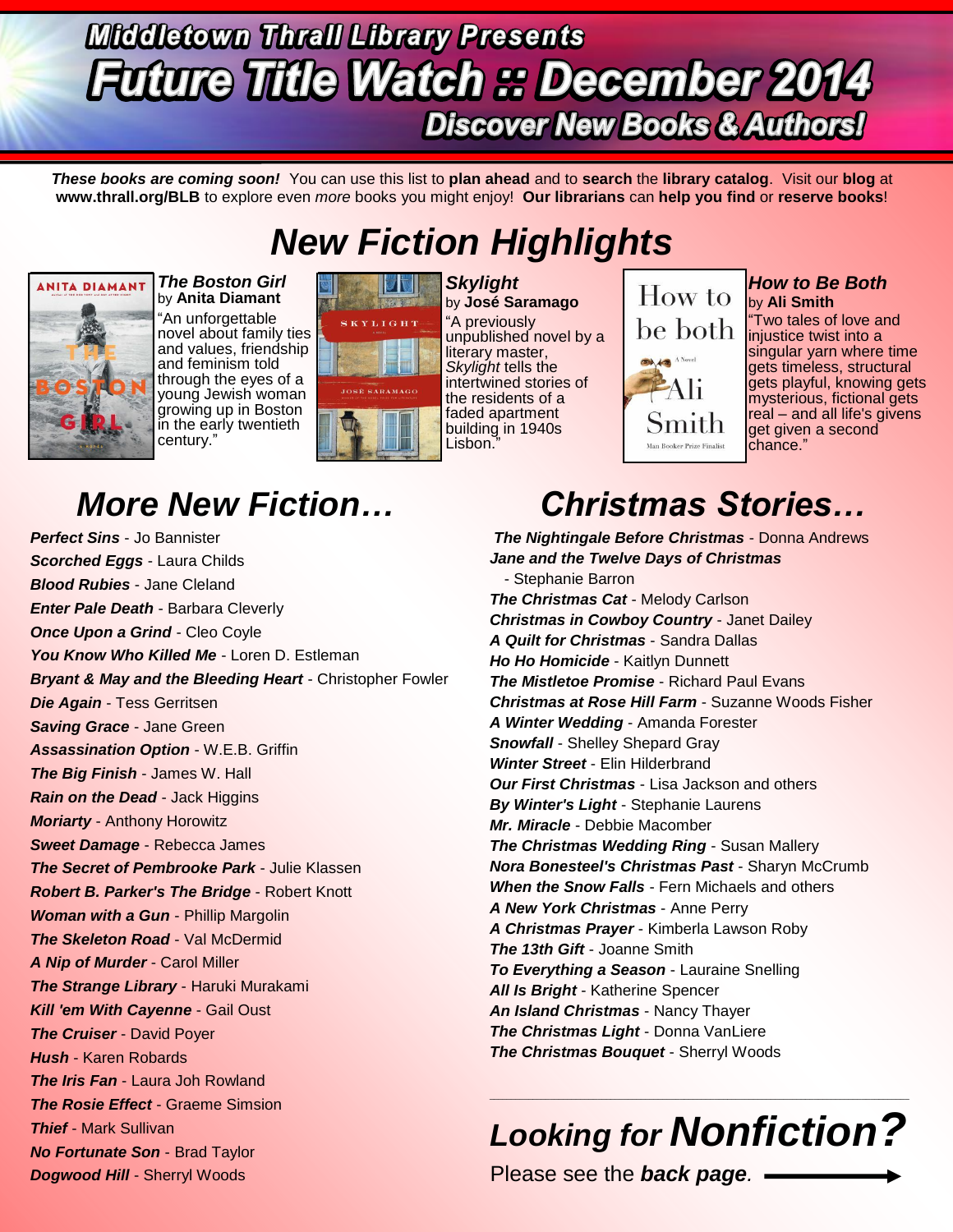# Middletown Thrall Library Presents

# Future Title Watch :: December 2014

## Discover New Books & Authors!

***These books are coming soon!*** You can use this list to **plan ahead** and to **search** the **library catalog**. Visit our **blog** at **www.thrall.org/BLB** to explore even *more* books you might enjoy! **Our librarians** can **help you find** or **reserve books**!

## *New Fiction Highlights*

***The Boston Girl***
by **Anita Diamant**
"An unforgettable novel about family ties and values, friendship and feminism told through the eyes of a young Jewish woman growing up in Boston in the early twentieth century."

***Skylight***
by **José Saramago**
"A previously unpublished novel by a literary master, *Skylight* tells the intertwined stories of the residents of a faded apartment building in 1940s Lisbon."

***How to Be Both***
by **Ali Smith**
"Two tales of love and injustice twist into a singular yarn where time gets timeless, structural gets playful, knowing gets mysterious, fictional gets real – and all life's givens get given a second chance."

## *More New Fiction…*

***Perfect Sins*** - Jo Bannister
***Scorched Eggs*** - Laura Childs
***Blood Rubies*** - Jane Cleland
***Enter Pale Death*** - Barbara Cleverly
***Once Upon a Grind*** - Cleo Coyle
***You Know Who Killed Me*** - Loren D. Estleman
***Bryant & May and the Bleeding Heart*** - Christopher Fowler
***Die Again*** - Tess Gerritsen
***Saving Grace*** - Jane Green
***Assassination Option*** - W.E.B. Griffin
***The Big Finish*** - James W. Hall
***Rain on the Dead*** - Jack Higgins
***Moriarty*** - Anthony Horowitz
***Sweet Damage*** - Rebecca James
***The Secret of Pembrooke Park*** - Julie Klassen
***Robert B. Parker's The Bridge*** - Robert Knott
***Woman with a Gun*** - Phillip Margolin
***The Skeleton Road*** - Val McDermid
***A Nip of Murder*** - Carol Miller
***The Strange Library*** - Haruki Murakami
***Kill 'em With Cayenne*** - Gail Oust
***The Cruiser*** - David Poyer
***Hush*** - Karen Robards
***The Iris Fan*** - Laura Joh Rowland
***The Rosie Effect*** - Graeme Simsion
***Thief*** - Mark Sullivan
***No Fortunate Son*** - Brad Taylor
***Dogwood Hill*** - Sherryl Woods

## *Christmas Stories…*

***The Nightingale Before Christmas*** - Donna Andrews
***Jane and the Twelve Days of Christmas*** - Stephanie Barron
***The Christmas Cat*** - Melody Carlson
***Christmas in Cowboy Country*** - Janet Dailey
***A Quilt for Christmas*** - Sandra Dallas
***Ho Ho Homicide*** - Kaitlyn Dunnett
***The Mistletoe Promise*** - Richard Paul Evans
***Christmas at Rose Hill Farm*** - Suzanne Woods Fisher
***A Winter Wedding*** - Amanda Forester
***Snowfall*** - Shelley Shepard Gray
***Winter Street*** - Elin Hilderbrand
***Our First Christmas*** - Lisa Jackson and others
***By Winter's Light*** - Stephanie Laurens
***Mr. Miracle*** - Debbie Macomber
***The Christmas Wedding Ring*** - Susan Mallery
***Nora Bonesteel's Christmas Past*** - Sharyn McCrumb
***When the Snow Falls*** - Fern Michaels and others
***A New York Christmas*** - Anne Perry
***A Christmas Prayer*** - Kimberla Lawson Roby
***The 13th Gift*** - Joanne Smith
***To Everything a Season*** - Lauraine Snelling
***All Is Bright*** - Katherine Spencer
***An Island Christmas*** - Nancy Thayer
***The Christmas Light*** - Donna VanLiere
***The Christmas Bouquet*** - Sherryl Woods

## *Looking for Nonfiction?*

Please see the ***back page***. ⟶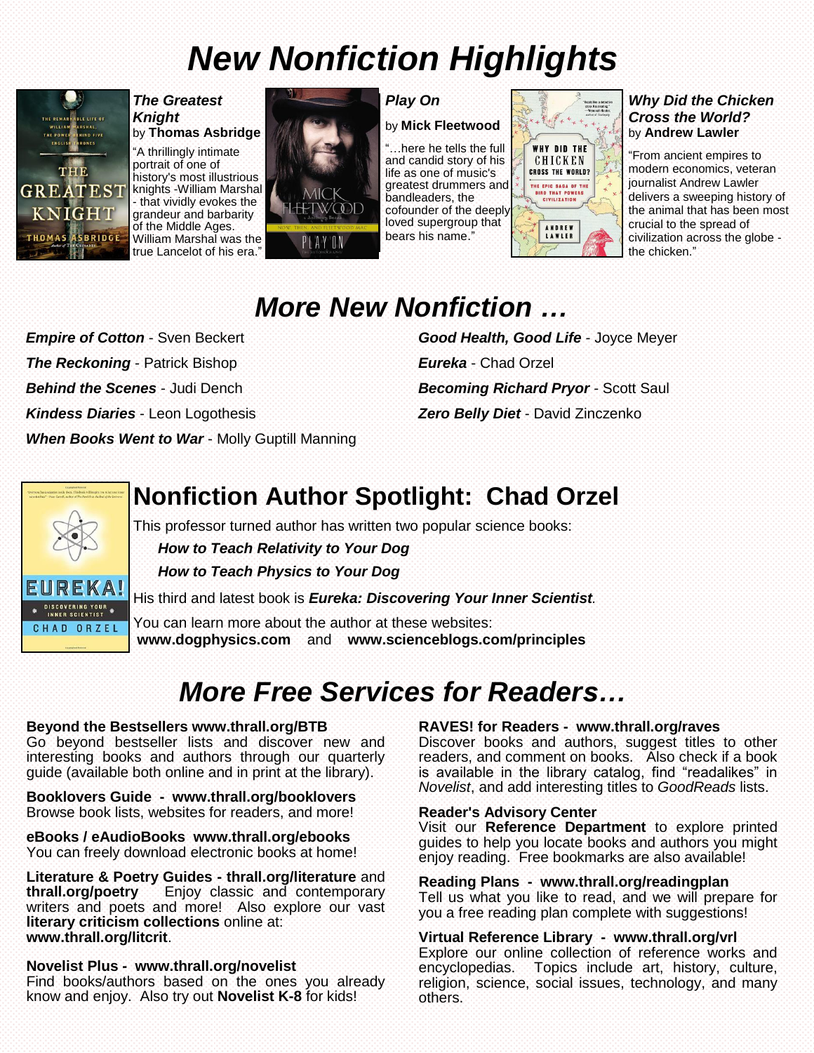# New Nonfiction Highlights

***The Greatest Knight***
by **Thomas Asbridge**

"A thrillingly intimate portrait of one of history's most illustrious knights -William Marshal - that vividly evokes the grandeur and barbarity of the Middle Ages. William Marshal was the true Lancelot of his era."

***Play On***

by **Mick Fleetwood**

"…here he tells the full and candid story of his life as one of music's greatest drummers and bandleaders, the cofounder of the deeply loved supergroup that bears his name."

***Why Did the Chicken Cross the World?***
by **Andrew Lawler**

"From ancient empires to modern economics, veteran journalist Andrew Lawler delivers a sweeping history of the animal that has been most crucial to the spread of civilization across the globe - the chicken."

# More New Nonfiction …

***Empire of Cotton*** - Sven Beckert

***The Reckoning*** - Patrick Bishop

***Behind the Scenes*** - Judi Dench

***Kindess Diaries*** - Leon Logothesis

***When Books Went to War*** - Molly Guptill Manning

***Good Health, Good Life*** - Joyce Meyer

***Eureka*** - Chad Orzel

***Becoming Richard Pryor*** - Scott Saul

***Zero Belly Diet*** - David Zinczenko

## Nonfiction Author Spotlight: Chad Orzel

This professor turned author has written two popular science books:

***How to Teach Relativity to Your Dog***

***How to Teach Physics to Your Dog***

His third and latest book is ***Eureka: Discovering Your Inner Scientist***.

You can learn more about the author at these websites:
**www.dogphysics.com** and **www.scienceblogs.com/principles**

# More Free Services for Readers…

**Beyond the Bestsellers www.thrall.org/BTB**
Go beyond bestseller lists and discover new and interesting books and authors through our quarterly guide (available both online and in print at the library).

**Booklovers Guide - www.thrall.org/booklovers**
Browse book lists, websites for readers, and more!

**eBooks / eAudioBooks www.thrall.org/ebooks**
You can freely download electronic books at home!

**Literature & Poetry Guides - thrall.org/literature** and **thrall.org/poetry** Enjoy classic and contemporary writers and poets and more! Also explore our vast **literary criticism collections** online at: **www.thrall.org/litcrit**.

**Novelist Plus - www.thrall.org/novelist**
Find books/authors based on the ones you already know and enjoy. Also try out **Novelist K-8** for kids!

**RAVES! for Readers - www.thrall.org/raves**
Discover books and authors, suggest titles to other readers, and comment on books. Also check if a book is available in the library catalog, find "readalikes" in *Novelist*, and add interesting titles to *GoodReads* lists.

**Reader's Advisory Center**
Visit our **Reference Department** to explore printed guides to help you locate books and authors you might enjoy reading. Free bookmarks are also available!

**Reading Plans - www.thrall.org/readingplan**
Tell us what you like to read, and we will prepare for you a free reading plan complete with suggestions!

**Virtual Reference Library - www.thrall.org/vrl**
Explore our online collection of reference works and encyclopedias. Topics include art, history, culture, religion, science, social issues, technology, and many others.